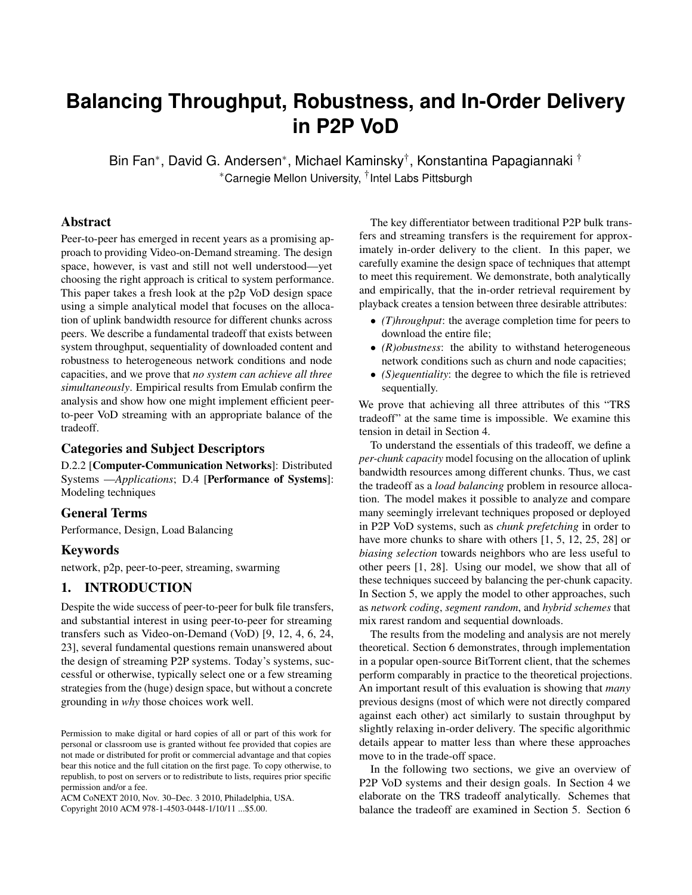# Balancing Throughput, Robustness, and In-Order Delivery in P2P VoD

Bin Fan*, David G. Andersen*, Michael Kaminsky†, Konstantina Papagiannaki †

*Carnegie Mellon University, †Intel Labs Pittsburgh

## Abstract

Peer-to-peer has emerged in recent years as a promising approach to providing Video-on-Demand streaming. The design space, however, is vast and still not well understood—yet choosing the right approach is critical to system performance. This paper takes a fresh look at the p2p VoD design space using a simple analytical model that focuses on the allocation of uplink bandwidth resource for different chunks across peers. We describe a fundamental tradeoff that exists between system throughput, sequentiality of downloaded content and robustness to heterogeneous network conditions and node capacities, and we prove that *no system can achieve all three simultaneously*. Empirical results from Emulab confirm the analysis and show how one might implement efficient peer-to-peer VoD streaming with an appropriate balance of the tradeoff.

## Categories and Subject Descriptors

D.2.2 [**Computer-Communication Networks**]: Distributed Systems —*Applications*; D.4 [**Performance of Systems**]: Modeling techniques

## General Terms

Performance, Design, Load Balancing

## Keywords

network, p2p, peer-to-peer, streaming, swarming

## 1. INTRODUCTION

Despite the wide success of peer-to-peer for bulk file transfers, and substantial interest in using peer-to-peer for streaming transfers such as Video-on-Demand (VoD) [9, 12, 4, 6, 24, 23], several fundamental questions remain unanswered about the design of streaming P2P systems. Today's systems, successful or otherwise, typically select one or a few streaming strategies from the (huge) design space, but without a concrete grounding in *why* those choices work well.

Permission to make digital or hard copies of all or part of this work for personal or classroom use is granted without fee provided that copies are not made or distributed for profit or commercial advantage and that copies bear this notice and the full citation on the first page. To copy otherwise, to republish, to post on servers or to redistribute to lists, requires prior specific permission and/or a fee.
ACM CoNEXT 2010, Nov. 30–Dec. 3 2010, Philadelphia, USA.
Copyright 2010 ACM 978-1-4503-0448-1/10/11 ...$5.00.

The key differentiator between traditional P2P bulk transfers and streaming transfers is the requirement for approximately in-order delivery to the client. In this paper, we carefully examine the design space of techniques that attempt to meet this requirement. We demonstrate, both analytically and empirically, that the in-order retrieval requirement by playback creates a tension between three desirable attributes:

- *(T)hroughput*: the average completion time for peers to download the entire file;
- *(R)obustness*: the ability to withstand heterogeneous network conditions such as churn and node capacities;
- *(S)equentiality*: the degree to which the file is retrieved sequentially.

We prove that achieving all three attributes of this "TRS tradeoff" at the same time is impossible. We examine this tension in detail in Section 4.

To understand the essentials of this tradeoff, we define a *per-chunk capacity* model focusing on the allocation of uplink bandwidth resources among different chunks. Thus, we cast the tradeoff as a *load balancing* problem in resource allocation. The model makes it possible to analyze and compare many seemingly irrelevant techniques proposed or deployed in P2P VoD systems, such as *chunk prefetching* in order to have more chunks to share with others [1, 5, 12, 25, 28] or *biasing selection* towards neighbors who are less useful to other peers [1, 28]. Using our model, we show that all of these techniques succeed by balancing the per-chunk capacity. In Section 5, we apply the model to other approaches, such as *network coding*, *segment random*, and *hybrid schemes* that mix rarest random and sequential downloads.

The results from the modeling and analysis are not merely theoretical. Section 6 demonstrates, through implementation in a popular open-source BitTorrent client, that the schemes perform comparably in practice to the theoretical projections. An important result of this evaluation is showing that *many* previous designs (most of which were not directly compared against each other) act similarly to sustain throughput by slightly relaxing in-order delivery. The specific algorithmic details appear to matter less than where these approaches move to in the trade-off space.

In the following two sections, we give an overview of P2P VoD systems and their design goals. In Section 4 we elaborate on the TRS tradeoff analytically. Schemes that balance the tradeoff are examined in Section 5. Section 6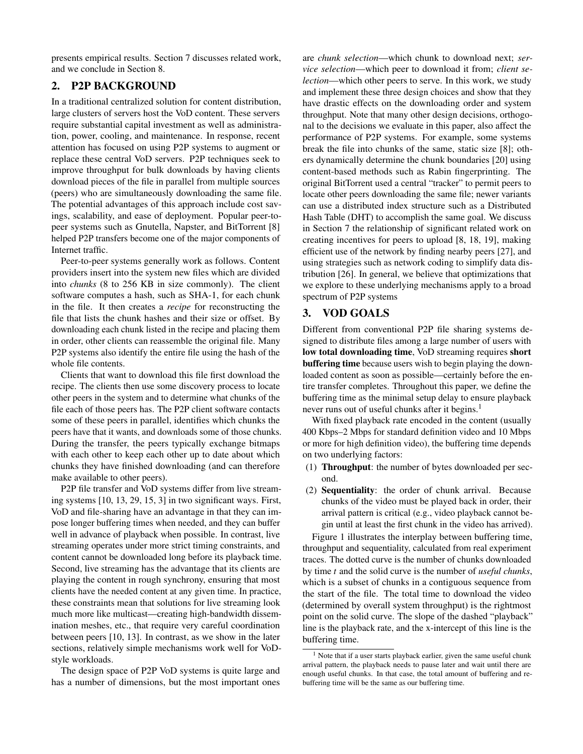presents empirical results. Section 7 discusses related work, and we conclude in Section 8.

## 2. P2P BACKGROUND

In a traditional centralized solution for content distribution, large clusters of servers host the VoD content. These servers require substantial capital investment as well as administration, power, cooling, and maintenance. In response, recent attention has focused on using P2P systems to augment or replace these central VoD servers. P2P techniques seek to improve throughput for bulk downloads by having clients download pieces of the file in parallel from multiple sources (peers) who are simultaneously downloading the same file. The potential advantages of this approach include cost savings, scalability, and ease of deployment. Popular peer-to-peer systems such as Gnutella, Napster, and BitTorrent [8] helped P2P transfers become one of the major components of Internet traffic.

Peer-to-peer systems generally work as follows. Content providers insert into the system new files which are divided into *chunks* (8 to 256 KB in size commonly). The client software computes a hash, such as SHA-1, for each chunk in the file. It then creates a *recipe* for reconstructing the file that lists the chunk hashes and their size or offset. By downloading each chunk listed in the recipe and placing them in order, other clients can reassemble the original file. Many P2P systems also identify the entire file using the hash of the whole file contents.

Clients that want to download this file first download the recipe. The clients then use some discovery process to locate other peers in the system and to determine what chunks of the file each of those peers has. The P2P client software contacts some of these peers in parallel, identifies which chunks the peers have that it wants, and downloads some of those chunks. During the transfer, the peers typically exchange bitmaps with each other to keep each other up to date about which chunks they have finished downloading (and can therefore make available to other peers).

P2P file transfer and VoD systems differ from live streaming systems [10, 13, 29, 15, 3] in two significant ways. First, VoD and file-sharing have an advantage in that they can impose longer buffering times when needed, and they can buffer well in advance of playback when possible. In contrast, live streaming operates under more strict timing constraints, and content cannot be downloaded long before its playback time. Second, live streaming has the advantage that its clients are playing the content in rough synchrony, ensuring that most clients have the needed content at any given time. In practice, these constraints mean that solutions for live streaming look much more like multicast—creating high-bandwidth dissemination meshes, etc., that require very careful coordination between peers [10, 13]. In contrast, as we show in the later sections, relatively simple mechanisms work well for VoD-style workloads.

The design space of P2P VoD systems is quite large and has a number of dimensions, but the most important ones are *chunk selection*—which chunk to download next; *service selection*—which peer to download it from; *client selection*—which other peers to serve. In this work, we study and implement these three design choices and show that they have drastic effects on the downloading order and system throughput. Note that many other design decisions, orthogonal to the decisions we evaluate in this paper, also affect the performance of P2P systems. For example, some systems break the file into chunks of the same, static size [8]; others dynamically determine the chunk boundaries [20] using content-based methods such as Rabin fingerprinting. The original BitTorrent used a central "tracker" to permit peers to locate other peers downloading the same file; newer variants can use a distributed index structure such as a Distributed Hash Table (DHT) to accomplish the same goal. We discuss in Section 7 the relationship of significant related work on creating incentives for peers to upload [8, 18, 19], making efficient use of the network by finding nearby peers [27], and using strategies such as network coding to simplify data distribution [26]. In general, we believe that optimizations that we explore to these underlying mechanisms apply to a broad spectrum of P2P systems

## 3. VOD GOALS

Different from conventional P2P file sharing systems designed to distribute files among a large number of users with **low total downloading time**, VoD streaming requires **short buffering time** because users wish to begin playing the downloaded content as soon as possible—certainly before the entire transfer completes. Throughout this paper, we define the buffering time as the minimal setup delay to ensure playback never runs out of useful chunks after it begins.[1]

With fixed playback rate encoded in the content (usually 400 Kbps–2 Mbps for standard definition video and 10 Mbps or more for high definition video), the buffering time depends on two underlying factors:

(1) **Throughput**: the number of bytes downloaded per second.

(2) **Sequentiality**: the order of chunk arrival. Because chunks of the video must be played back in order, their arrival pattern is critical (e.g., video playback cannot begin until at least the first chunk in the video has arrived).

Figure 1 illustrates the interplay between buffering time, throughput and sequentiality, calculated from real experiment traces. The dotted curve is the number of chunks downloaded by time *t* and the solid curve is the number of *useful chunks*, which is a subset of chunks in a contiguous sequence from the start of the file. The total time to download the video (determined by overall system throughput) is the rightmost point on the solid curve. The slope of the dashed "playback" line is the playback rate, and the x-intercept of this line is the buffering time.

[1] Note that if a user starts playback earlier, given the same useful chunk arrival pattern, the playback needs to pause later and wait until there are enough useful chunks. In that case, the total amount of buffering and re-buffering time will be the same as our buffering time.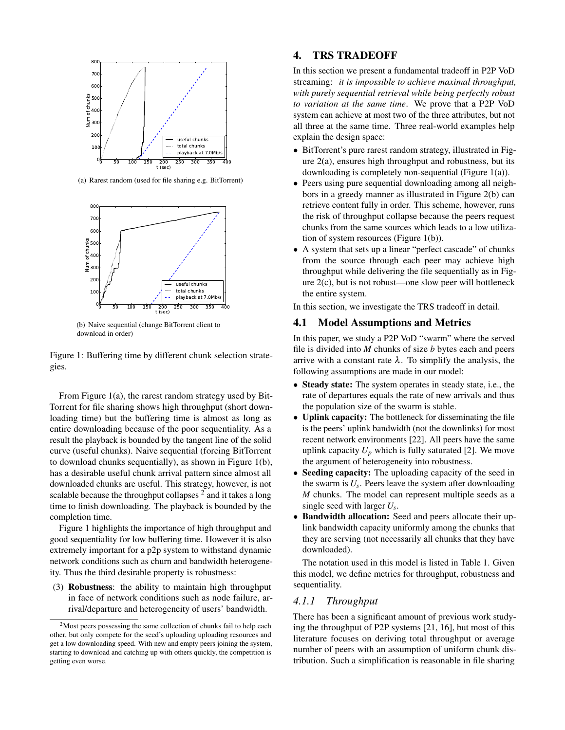(a) Rarest random (used for file sharing e.g. BitTorrent)

(b) Naive sequential (change BitTorrent client to download in order)

Figure 1: Buffering time by different chunk selection strategies.

From Figure 1(a), the rarest random strategy used by BitTorrent for file sharing shows high throughput (short downloading time) but the buffering time is almost as long as entire downloading because of the poor sequentiality. As a result the playback is bounded by the tangent line of the solid curve (useful chunks). Naive sequential (forcing BitTorrent to download chunks sequentially), as shown in Figure 1(b), has a desirable useful chunk arrival pattern since almost all downloaded chunks are useful. This strategy, however, is not scalable because the throughput collapses [2] and it takes a long time to finish downloading. The playback is bounded by the completion time.

Figure 1 highlights the importance of high throughput and good sequentiality for low buffering time. However it is also extremely important for a p2p system to withstand dynamic network conditions such as churn and bandwidth heterogeneity. Thus the third desirable property is robustness:

(3) **Robustness**: the ability to maintain high throughput in face of network conditions such as node failure, arrival/departure and heterogeneity of users' bandwidth.

[2] Most peers possessing the same collection of chunks fail to help each other, but only compete for the seed's uploading uploading resources and get a low downloading speed. With new and empty peers joining the system, starting to download and catching up with others quickly, the competition is getting even worse.

## 4. TRS TRADEOFF

In this section we present a fundamental tradeoff in P2P VoD streaming: *it is impossible to achieve maximal throughput, with purely sequential retrieval while being perfectly robust to variation at the same time*. We prove that a P2P VoD system can achieve at most two of the three attributes, but not all three at the same time. Three real-world examples help explain the design space:

- BitTorrent's pure rarest random strategy, illustrated in Figure 2(a), ensures high throughput and robustness, but its downloading is completely non-sequential (Figure 1(a)).
- Peers using pure sequential downloading among all neighbors in a greedy manner as illustrated in Figure 2(b) can retrieve content fully in order. This scheme, however, runs the risk of throughput collapse because the peers request chunks from the same sources which leads to a low utilization of system resources (Figure 1(b)).
- A system that sets up a linear "perfect cascade" of chunks from the source through each peer may achieve high throughput while delivering the file sequentially as in Figure 2(c), but is not robust—one slow peer will bottleneck the entire system.

In this section, we investigate the TRS tradeoff in detail.

### 4.1 Model Assumptions and Metrics

In this paper, we study a P2P VoD "swarm" where the served file is divided into $M$ chunks of size $b$ bytes each and peers arrive with a constant rate $\lambda$. To simplify the analysis, the following assumptions are made in our model:

- **Steady state:** The system operates in steady state, i.e., the rate of departures equals the rate of new arrivals and thus the population size of the swarm is stable.
- **Uplink capacity:** The bottleneck for disseminating the file is the peers' uplink bandwidth (not the downlinks) for most recent network environments [22]. All peers have the same uplink capacity $U_p$ which is fully saturated [2]. We move the argument of heterogeneity into robustness.
- **Seeding capacity:** The uploading capacity of the seed in the swarm is $U_s$. Peers leave the system after downloading $M$ chunks. The model can represent multiple seeds as a single seed with larger $U_s$.
- **Bandwidth allocation:** Seed and peers allocate their uplink bandwidth capacity uniformly among the chunks that they are serving (not necessarily all chunks that they have downloaded).

The notation used in this model is listed in Table 1. Given this model, we define metrics for throughput, robustness and sequentiality.

#### 4.1.1 Throughput

There has been a significant amount of previous work studying the throughput of P2P systems [21, 16], but most of this literature focuses on deriving total throughput or average number of peers with an assumption of uniform chunk distribution. Such a simplification is reasonable in file sharing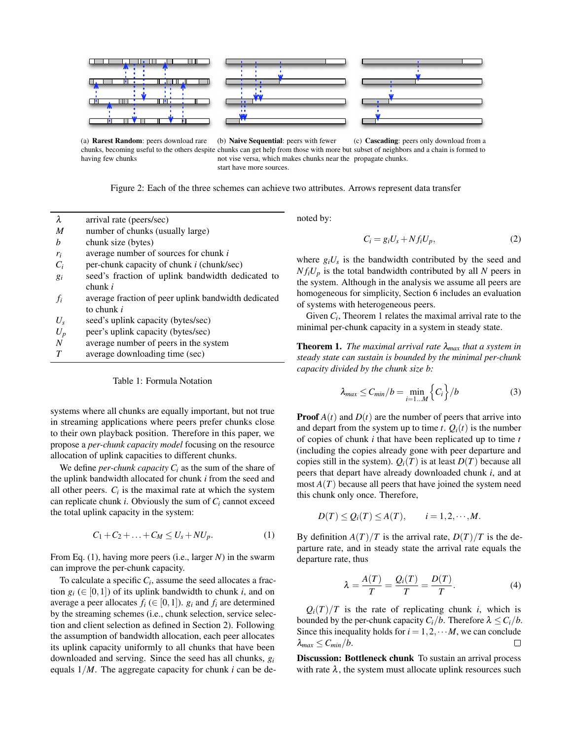(a) **Rarest Random**: peers download rare chunks, becoming useful to the others despite having few chunks

(b) **Naive Sequential**: peers with fewer chunks can get help from those with more but not vise versa, which makes chunks near the start have more sources.

(c) **Cascading**: peers only download from a subset of neighbors and a chain is formed to propagate chunks.

Figure 2: Each of the three schemes can achieve two attributes. Arrows represent data transfer

| | |
|---|---|
| $\lambda$ | arrival rate (peers/sec) |
| $M$ | number of chunks (usually large) |
| $b$ | chunk size (bytes) |
| $r_i$ | average number of sources for chunk $i$ |
| $C_i$ | per-chunk capacity of chunk $i$ (chunk/sec) |
| $g_i$ | seed's fraction of uplink bandwidth dedicated to chunk $i$ |
| $f_i$ | average fraction of peer uplink bandwidth dedicated to chunk $i$ |
| $U_s$ | seed's uplink capacity (bytes/sec) |
| $U_p$ | peer's uplink capacity (bytes/sec) |
| $N$ | average number of peers in the system |
| $T$ | average downloading time (sec) |

Table 1: Formula Notation

systems where all chunks are equally important, but not true in streaming applications where peers prefer chunks close to their own playback position. Therefore in this paper, we propose a *per-chunk capacity model* focusing on the resource allocation of uplink capacities to different chunks.

We define *per-chunk capacity* $C_i$ as the sum of the share of the uplink bandwidth allocated for chunk $i$ from the seed and all other peers. $C_i$ is the maximal rate at which the system can replicate chunk $i$. Obviously the sum of $C_i$ cannot exceed the total uplink capacity in the system:

$$C_1 + C_2 + \ldots + C_M \leq U_s + NU_p. \tag{1}$$

From Eq. (1), having more peers (i.e., larger $N$) in the swarm can improve the per-chunk capacity.

To calculate a specific $C_i$, assume the seed allocates a fraction $g_i$ ($\in [0,1]$) of its uplink bandwidth to chunk $i$, and on average a peer allocates $f_i$ ($\in [0,1]$). $g_i$ and $f_i$ are determined by the streaming schemes (i.e., chunk selection, service selection and client selection as defined in Section 2). Following the assumption of bandwidth allocation, each peer allocates its uplink capacity uniformly to all chunks that have been downloaded and serving. Since the seed has all chunks, $g_i$ equals $1/M$. The aggregate capacity for chunk $i$ can be denoted by:

$$C_i = g_i U_s + N f_i U_p, \tag{2}$$

where $g_i U_s$ is the bandwidth contributed by the seed and $N f_i U_p$ is the total bandwidth contributed by all $N$ peers in the system. Although in the analysis we assume all peers are homogeneous for simplicity, Section 6 includes an evaluation of systems with heterogeneous peers.

Given $C_i$, Theorem 1 relates the maximal arrival rate to the minimal per-chunk capacity in a system in steady state.

**Theorem 1.** *The maximal arrival rate $\lambda_{max}$ that a system in steady state can sustain is bounded by the minimal per-chunk capacity divided by the chunk size b:*

$$\lambda_{max} \leq C_{min}/b = \min_{i=1\ldots M} \left\{ C_i \right\} / b \tag{3}$$

**Proof** $A(t)$ and $D(t)$ are the number of peers that arrive into and depart from the system up to time $t$. $Q_i(t)$ is the number of copies of chunk $i$ that have been replicated up to time $t$ (including the copies already gone with peer departure and copies still in the system). $Q_i(T)$ is at least $D(T)$ because all peers that depart have already downloaded chunk $i$, and at most $A(T)$ because all peers that have joined the system need this chunk only once. Therefore,

$$D(T) \leq Q_i(T) \leq A(T), \qquad i = 1, 2, \cdots, M.$$

By definition $A(T)/T$ is the arrival rate, $D(T)/T$ is the departure rate, and in steady state the arrival rate equals the departure rate, thus

$$\lambda = \frac{A(T)}{T} = \frac{Q_i(T)}{T} = \frac{D(T)}{T}. \tag{4}$$

$Q_i(T)/T$ is the rate of replicating chunk $i$, which is bounded by the per-chunk capacity $C_i/b$. Therefore $\lambda \leq C_i/b$. Since this inequality holds for $i = 1, 2, \cdots M$, we can conclude $\lambda_{max} \leq C_{min}/b$. □

**Discussion: Bottleneck chunk** To sustain an arrival process with rate $\lambda$, the system must allocate uplink resources such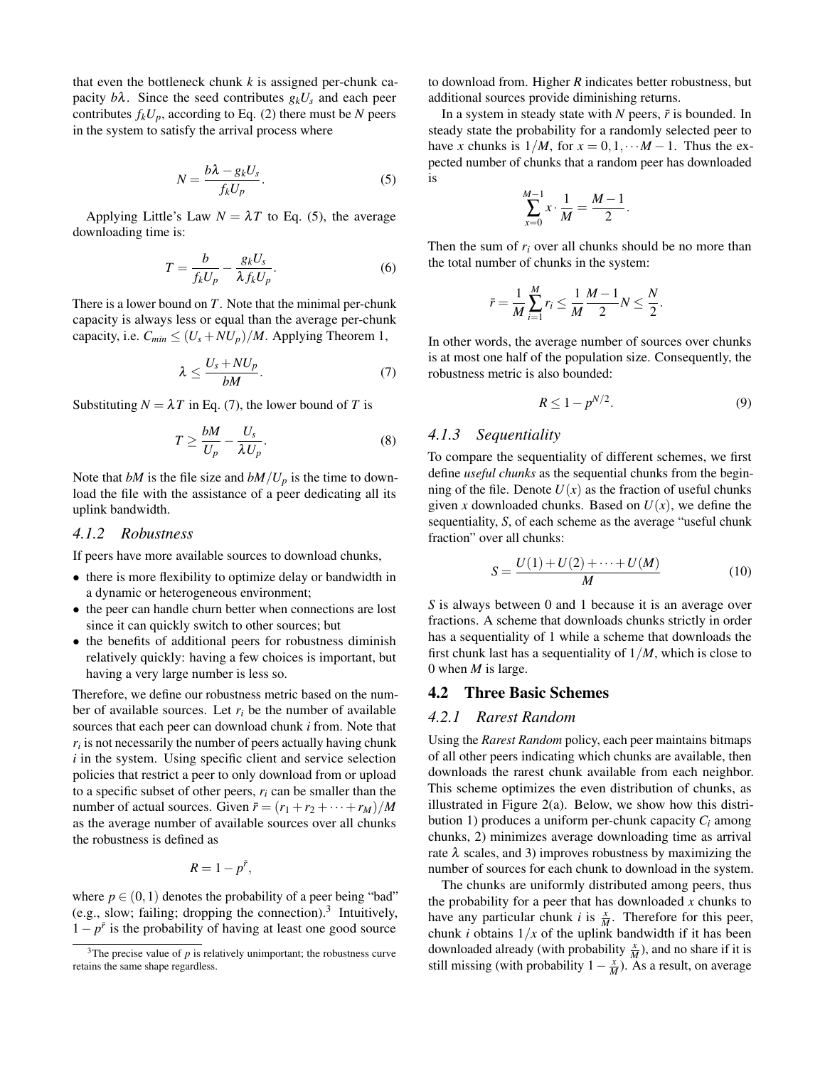that even the bottleneck chunk $k$ is assigned per-chunk capacity $b\lambda$. Since the seed contributes $g_kU_s$ and each peer contributes $f_kU_p$, according to Eq. (2) there must be $N$ peers in the system to satisfy the arrival process where

$$N = \frac{b\lambda - g_kU_s}{f_kU_p}. \tag{5}$$

Applying Little's Law $N = \lambda T$ to Eq. (5), the average downloading time is:

$$T = \frac{b}{f_kU_p} - \frac{g_kU_s}{\lambda f_kU_p}. \tag{6}$$

There is a lower bound on $T$. Note that the minimal per-chunk capacity is always less or equal than the average per-chunk capacity, i.e. $C_{min} \le (U_s + NU_p)/M$. Applying Theorem 1,

$$\lambda \le \frac{U_s + NU_p}{bM}. \tag{7}$$

Substituting $N = \lambda T$ in Eq. (7), the lower bound of $T$ is

$$T \ge \frac{bM}{U_p} - \frac{U_s}{\lambda U_p}. \tag{8}$$

Note that $bM$ is the file size and $bM/U_p$ is the time to download the file with the assistance of a peer dedicating all its uplink bandwidth.

### 4.1.2 Robustness

If peers have more available sources to download chunks,

- there is more flexibility to optimize delay or bandwidth in a dynamic or heterogeneous environment;
- the peer can handle churn better when connections are lost since it can quickly switch to other sources; but
- the benefits of additional peers for robustness diminish relatively quickly: having a few choices is important, but having a very large number is less so.

Therefore, we define our robustness metric based on the number of available sources. Let $r_i$ be the number of available sources that each peer can download chunk $i$ from. Note that $r_i$ is not necessarily the number of peers actually having chunk $i$ in the system. Using specific client and service selection policies that restrict a peer to only download from or upload to a specific subset of other peers, $r_i$ can be smaller than the number of actual sources. Given $\bar{r} = (r_1 + r_2 + \cdots + r_M)/M$ as the average number of available sources over all chunks the robustness is defined as

$$R = 1 - p^{\bar{r}},$$

where $p \in (0,1)$ denotes the probability of a peer being "bad" (e.g., slow; failing; dropping the connection).[3] Intuitively, $1 - p^{\bar{r}}$ is the probability of having at least one good source to download from. Higher $R$ indicates better robustness, but additional sources provide diminishing returns.

In a system in steady state with $N$ peers, $\bar{r}$ is bounded. In steady state the probability for a randomly selected peer to have $x$ chunks is $1/M$, for $x = 0, 1, \cdots M-1$. Thus the expected number of chunks that a random peer has downloaded is

$$\sum_{x=0}^{M-1} x \cdot \frac{1}{M} = \frac{M-1}{2}.$$

Then the sum of $r_i$ over all chunks should be no more than the total number of chunks in the system:

$$\bar{r} = \frac{1}{M}\sum_{i=1}^{M} r_i \le \frac{1}{M}\frac{M-1}{2}N \le \frac{N}{2}.$$

In other words, the average number of sources over chunks is at most one half of the population size. Consequently, the robustness metric is also bounded:

$$R \le 1 - p^{N/2}. \tag{9}$$

### 4.1.3 Sequentiality

To compare the sequentiality of different schemes, we first define *useful chunks* as the sequential chunks from the beginning of the file. Denote $U(x)$ as the fraction of useful chunks given $x$ downloaded chunks. Based on $U(x)$, we define the sequentiality, $S$, of each scheme as the average "useful chunk fraction" over all chunks:

$$S = \frac{U(1) + U(2) + \cdots + U(M)}{M} \tag{10}$$

$S$ is always between 0 and 1 because it is an average over fractions. A scheme that downloads chunks strictly in order has a sequentiality of 1 while a scheme that downloads the first chunk last has a sequentiality of $1/M$, which is close to 0 when $M$ is large.

## 4.2 Three Basic Schemes

### 4.2.1 Rarest Random

Using the *Rarest Random* policy, each peer maintains bitmaps of all other peers indicating which chunks are available, then downloads the rarest chunk available from each neighbor. This scheme optimizes the even distribution of chunks, as illustrated in Figure 2(a). Below, we show how this distribution 1) produces a uniform per-chunk capacity $C_i$ among chunks, 2) minimizes average downloading time as arrival rate $\lambda$ scales, and 3) improves robustness by maximizing the number of sources for each chunk to download in the system.

The chunks are uniformly distributed among peers, thus the probability for a peer that has downloaded $x$ chunks to have any particular chunk $i$ is $\frac{x}{M}$. Therefore for this peer, chunk $i$ obtains $1/x$ of the uplink bandwidth if it has been downloaded already (with probability $\frac{x}{M}$), and no share if it is still missing (with probability $1 - \frac{x}{M}$). As a result, on average

[3] The precise value of $p$ is relatively unimportant; the robustness curve retains the same shape regardless.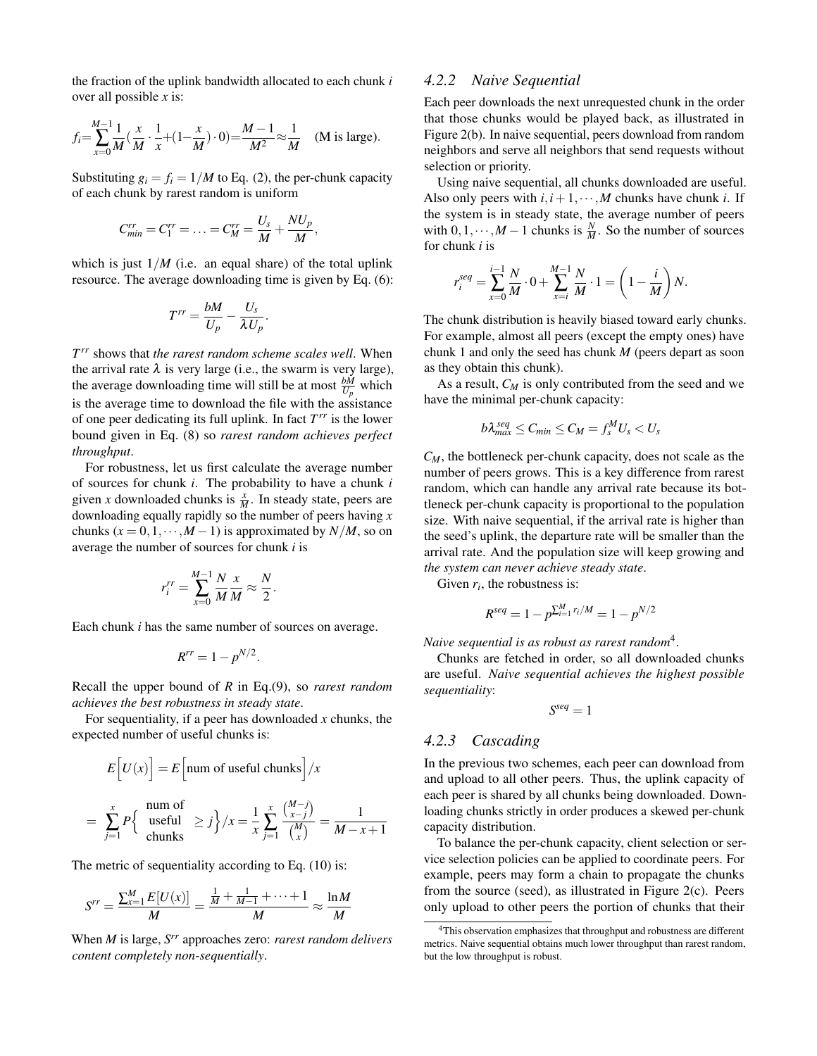the fraction of the uplink bandwidth allocated to each chunk $i$ over all possible $x$ is:

$$f_i = \sum_{x=0}^{M-1} \frac{1}{M}\left(\frac{x}{M} \cdot \frac{1}{x} + \left(1 - \frac{x}{M}\right) \cdot 0\right) = \frac{M-1}{M^2} \approx \frac{1}{M} \quad \text{(M is large).}$$

Substituting $g_i = f_i = 1/M$ to Eq. (2), the per-chunk capacity of each chunk by rarest random is uniform

$$C_{min}^{rr} = C_1^{rr} = \ldots = C_M^{rr} = \frac{U_s}{M} + \frac{NU_p}{M},$$

which is just $1/M$ (i.e. an equal share) of the total uplink resource. The average downloading time is given by Eq. (6):

$$T^{rr} = \frac{bM}{U_p} - \frac{U_s}{\lambda U_p}.$$

$T^{rr}$ shows that *the rarest random scheme scales well*. When the arrival rate $\lambda$ is very large (i.e., the swarm is very large), the average downloading time will still be at most $\frac{bM}{U_p}$ which is the average time to download the file with the assistance of one peer dedicating its full uplink. In fact $T^{rr}$ is the lower bound given in Eq. (8) so *rarest random achieves perfect throughput*.

For robustness, let us first calculate the average number of sources for chunk $i$. The probability to have a chunk $i$ given $x$ downloaded chunks is $\frac{x}{M}$. In steady state, peers are downloading equally rapidly so the number of peers having $x$ chunks ($x = 0, 1, \cdots, M-1$) is approximated by $N/M$, so on average the number of sources for chunk $i$ is

$$r_i^{rr} = \sum_{x=0}^{M-1} \frac{N}{M}\frac{x}{M} \approx \frac{N}{2}.$$

Each chunk $i$ has the same number of sources on average.

$$R^{rr} = 1 - p^{N/2}.$$

Recall the upper bound of $R$ in Eq.(9), so *rarest random achieves the best robustness in steady state*.

For sequentiality, if a peer has downloaded $x$ chunks, the expected number of useful chunks is:

$$E\Big[U(x)\Big] = E\Big[\text{num of useful chunks}\Big]/x$$

$$= \sum_{j=1}^{x} P\Big\{ \begin{matrix}\text{num of} \\ \text{useful} \\ \text{chunks}\end{matrix} \geq j \Big\}/x = \frac{1}{x}\sum_{j=1}^{x} \frac{\binom{M-j}{x-j}}{\binom{M}{x}} = \frac{1}{M-x+1}$$

The metric of sequentiality according to Eq. (10) is:

$$S^{rr} = \frac{\sum_{x=1}^{M} E[U(x)]}{M} = \frac{\frac{1}{M} + \frac{1}{M-1} + \cdots + 1}{M} \approx \frac{\ln M}{M}$$

When $M$ is large, $S^{rr}$ approaches zero: *rarest random delivers content completely non-sequentially*.

### 4.2.2 Naive Sequential

Each peer downloads the next unrequested chunk in the order that those chunks would be played back, as illustrated in Figure 2(b). In naive sequential, peers download from random neighbors and serve all neighbors that send requests without selection or priority.

Using naive sequential, all chunks downloaded are useful. Also only peers with $i, i+1, \cdots, M$ chunks have chunk $i$. If the system is in steady state, the average number of peers with $0, 1, \cdots, M-1$ chunks is $\frac{N}{M}$. So the number of sources for chunk $i$ is

$$r_i^{seq} = \sum_{x=0}^{i-1} \frac{N}{M} \cdot 0 + \sum_{x=i}^{M-1} \frac{N}{M} \cdot 1 = \left(1 - \frac{i}{M}\right) N.$$

The chunk distribution is heavily biased toward early chunks. For example, almost all peers (except the empty ones) have chunk 1 and only the seed has chunk $M$ (peers depart as soon as they obtain this chunk).

As a result, $C_M$ is only contributed from the seed and we have the minimal per-chunk capacity:

$$b\lambda_{max}^{seq} \leq C_{min} \leq C_M = f_s^M U_s < U_s$$

$C_M$, the bottleneck per-chunk capacity, does not scale as the number of peers grows. This is a key difference from rarest random, which can handle any arrival rate because its bottleneck per-chunk capacity is proportional to the population size. With naive sequential, if the arrival rate is higher than the seed's uplink, the departure rate will be smaller than the arrival rate. And the population size will keep growing and *the system can never achieve steady state*.

Given $r_i$, the robustness is:

$$R^{seq} = 1 - p^{\sum_{i=1}^{M} r_i/M} = 1 - p^{N/2}$$

*Naive sequential is as robust as rarest random*[4].

Chunks are fetched in order, so all downloaded chunks are useful. *Naive sequential achieves the highest possible sequentiality*:

$$S^{seq} = 1$$

### 4.2.3 Cascading

In the previous two schemes, each peer can download from and upload to all other peers. Thus, the uplink capacity of each peer is shared by all chunks being downloaded. Downloading chunks strictly in order produces a skewed per-chunk capacity distribution.

To balance the per-chunk capacity, client selection or service selection policies can be applied to coordinate peers. For example, peers may form a chain to propagate the chunks from the source (seed), as illustrated in Figure 2(c). Peers only upload to other peers the portion of chunks that their

[4] This observation emphasizes that throughput and robustness are different metrics. Naive sequential obtains much lower throughput than rarest random, but the low throughput is robust.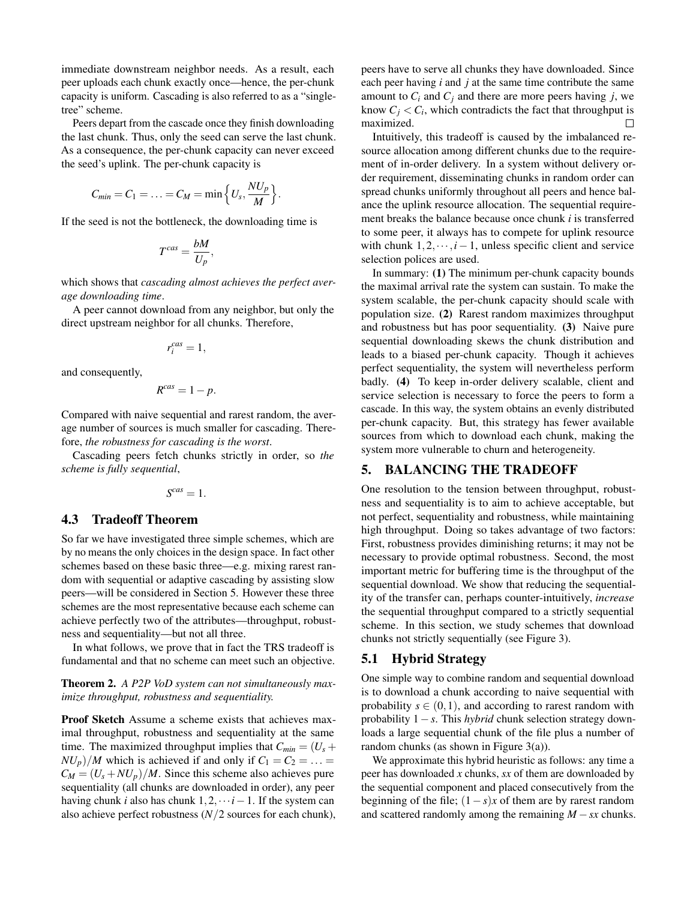immediate downstream neighbor needs. As a result, each peer uploads each chunk exactly once—hence, the per-chunk capacity is uniform. Cascading is also referred to as a "single-tree" scheme.

Peers depart from the cascade once they finish downloading the last chunk. Thus, only the seed can serve the last chunk. As a consequence, the per-chunk capacity can never exceed the seed's uplink. The per-chunk capacity is

$$C_{min} = C_1 = \ldots = C_M = \min\Big\{U_s, \frac{NU_p}{M}\Big\}.$$

If the seed is not the bottleneck, the downloading time is

$$T^{cas} = \frac{bM}{U_p},$$

which shows that *cascading almost achieves the perfect average downloading time*.

A peer cannot download from any neighbor, but only the direct upstream neighbor for all chunks. Therefore,

$$r_i^{cas} = 1,$$

and consequently,

$$R^{cas} = 1 - p.$$

Compared with naive sequential and rarest random, the average number of sources is much smaller for cascading. Therefore, *the robustness for cascading is the worst*.

Cascading peers fetch chunks strictly in order, so *the scheme is fully sequential*,

$$S^{cas} = 1.$$

### 4.3 Tradeoff Theorem

So far we have investigated three simple schemes, which are by no means the only choices in the design space. In fact other schemes based on these basic three—e.g. mixing rarest random with sequential or adaptive cascading by assisting slow peers—will be considered in Section 5. However these three schemes are the most representative because each scheme can achieve perfectly two of the attributes—throughput, robustness and sequentiality—but not all three.

In what follows, we prove that in fact the TRS tradeoff is fundamental and that no scheme can meet such an objective.

**Theorem 2.** *A P2P VoD system can not simultaneously maximize throughput, robustness and sequentiality.*

**Proof Sketch** Assume a scheme exists that achieves maximal throughput, robustness and sequentiality at the same time. The maximized throughput implies that $C_{min} = (U_s + NU_p)/M$ which is achieved if and only if $C_1 = C_2 = \ldots = C_M = (U_s + NU_p)/M$. Since this scheme also achieves pure sequentiality (all chunks are downloaded in order), any peer having chunk $i$ also has chunk $1, 2, \cdots i-1$. If the system can also achieve perfect robustness ($N/2$ sources for each chunk), peers have to serve all chunks they have downloaded. Since each peer having $i$ and $j$ at the same time contribute the same amount to $C_i$ and $C_j$ and there are more peers having $j$, we know $C_j < C_i$, which contradicts the fact that throughput is maximized. □

Intuitively, this tradeoff is caused by the imbalanced resource allocation among different chunks due to the requirement of in-order delivery. In a system without delivery order requirement, disseminating chunks in random order can spread chunks uniformly throughout all peers and hence balance the uplink resource allocation. The sequential requirement breaks the balance because once chunk $i$ is transferred to some peer, it always has to compete for uplink resource with chunk $1, 2, \cdots, i-1$, unless specific client and service selection polices are used.

In summary: **(1)** The minimum per-chunk capacity bounds the maximal arrival rate the system can sustain. To make the system scalable, the per-chunk capacity should scale with population size. **(2)** Rarest random maximizes throughput and robustness but has poor sequentiality. **(3)** Naive pure sequential downloading skews the chunk distribution and leads to a biased per-chunk capacity. Though it achieves perfect sequentiality, the system will nevertheless perform badly. **(4)** To keep in-order delivery scalable, client and service selection is necessary to force the peers to form a cascade. In this way, the system obtains an evenly distributed per-chunk capacity. But, this strategy has fewer available sources from which to download each chunk, making the system more vulnerable to churn and heterogeneity.

## 5. BALANCING THE TRADEOFF

One resolution to the tension between throughput, robustness and sequentiality is to aim to achieve acceptable, but not perfect, sequentiality and robustness, while maintaining high throughput. Doing so takes advantage of two factors: First, robustness provides diminishing returns; it may not be necessary to provide optimal robustness. Second, the most important metric for buffering time is the throughput of the sequential download. We show that reducing the sequentiality of the transfer can, perhaps counter-intuitively, *increase* the sequential throughput compared to a strictly sequential scheme. In this section, we study schemes that download chunks not strictly sequentially (see Figure 3).

### 5.1 Hybrid Strategy

One simple way to combine random and sequential download is to download a chunk according to naive sequential with probability $s \in (0, 1)$, and according to rarest random with probability $1 - s$. This *hybrid* chunk selection strategy downloads a large sequential chunk of the file plus a number of random chunks (as shown in Figure 3(a)).

We approximate this hybrid heuristic as follows: any time a peer has downloaded $x$ chunks, $sx$ of them are downloaded by the sequential component and placed consecutively from the beginning of the file; $(1-s)x$ of them are by rarest random and scattered randomly among the remaining $M - sx$ chunks.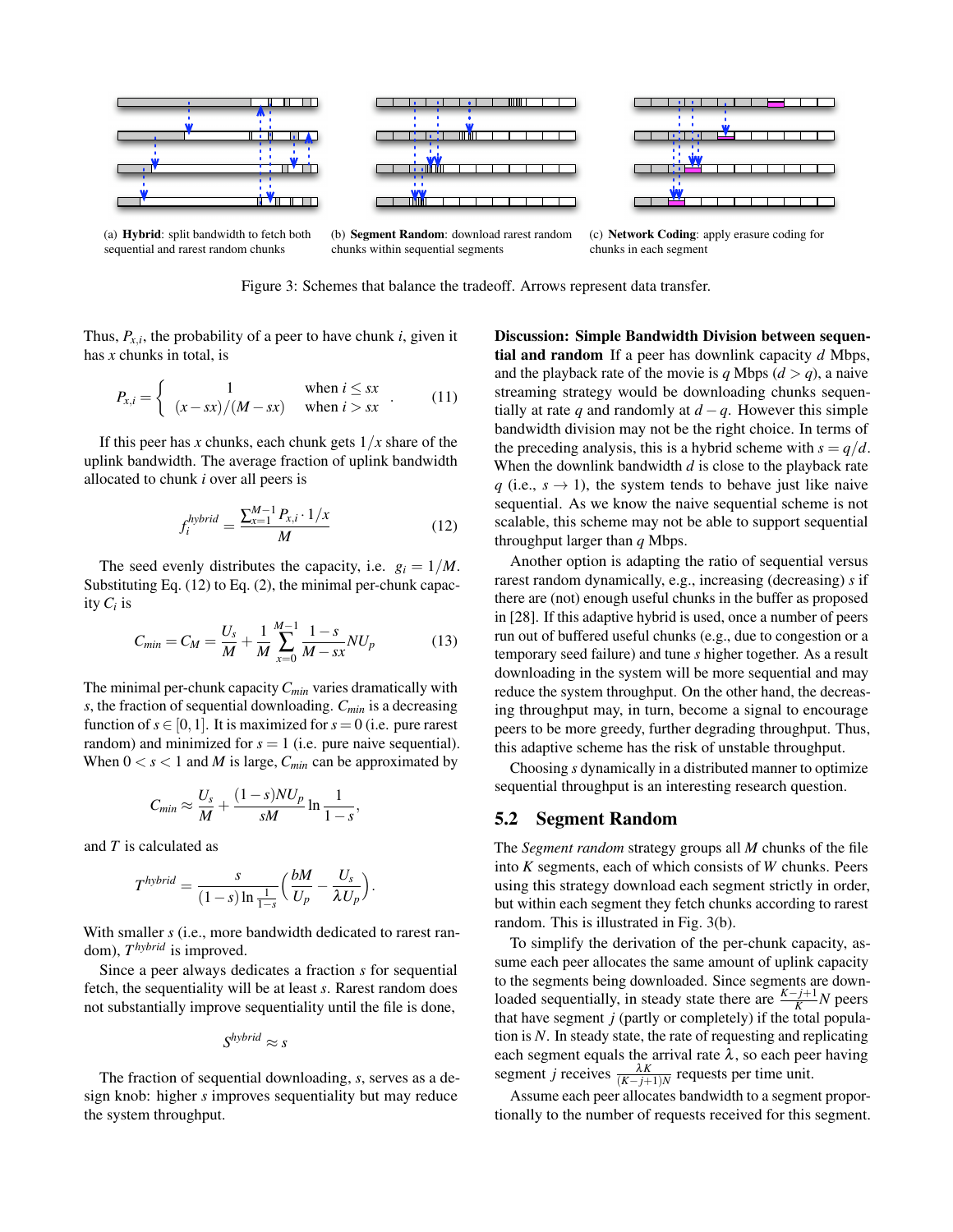(a) **Hybrid**: split bandwidth to fetch both sequential and rarest random chunks

(b) **Segment Random**: download rarest random chunks within sequential segments

(c) **Network Coding**: apply erasure coding for chunks in each segment

Figure 3: Schemes that balance the tradeoff. Arrows represent data transfer.

Thus, $P_{x,i}$, the probability of a peer to have chunk $i$, given it has $x$ chunks in total, is

$$P_{x,i} = \begin{cases} 1 & \text{when } i \le sx \\ (x - sx)/(M - sx) & \text{when } i > sx \end{cases} . \quad (11)$$

If this peer has $x$ chunks, each chunk gets $1/x$ share of the uplink bandwidth. The average fraction of uplink bandwidth allocated to chunk $i$ over all peers is

$$f_i^{hybrid} = \frac{\sum_{x=1}^{M-1} P_{x,i} \cdot 1/x}{M} \quad (12)$$

The seed evenly distributes the capacity, i.e. $g_i = 1/M$. Substituting Eq. (12) to Eq. (2), the minimal per-chunk capacity $C_i$ is

$$C_{min} = C_M = \frac{U_s}{M} + \frac{1}{M} \sum_{x=0}^{M-1} \frac{1-s}{M-sx} N U_p \quad (13)$$

The minimal per-chunk capacity $C_{min}$ varies dramatically with $s$, the fraction of sequential downloading. $C_{min}$ is a decreasing function of $s \in [0, 1]$. It is maximized for $s = 0$ (i.e. pure rarest random) and minimized for $s = 1$ (i.e. pure naive sequential). When $0 < s < 1$ and $M$ is large, $C_{min}$ can be approximated by

$$C_{min} \approx \frac{U_s}{M} + \frac{(1-s)NU_p}{sM} \ln \frac{1}{1-s},$$

and $T$ is calculated as

$$T^{hybrid} = \frac{s}{(1-s)\ln\frac{1}{1-s}} \left( \frac{bM}{U_p} - \frac{U_s}{\lambda U_p} \right).$$

With smaller $s$ (i.e., more bandwidth dedicated to rarest random), $T^{hybrid}$ is improved.

Since a peer always dedicates a fraction $s$ for sequential fetch, the sequentiality will be at least $s$. Rarest random does not substantially improve sequentiality until the file is done,

$$S^{hybrid} \approx s$$

The fraction of sequential downloading, $s$, serves as a design knob: higher $s$ improves sequentiality but may reduce the system throughput.

**Discussion: Simple Bandwidth Division between sequential and random** If a peer has downlink capacity $d$ Mbps, and the playback rate of the movie is $q$ Mbps ($d > q$), a naive streaming strategy would be downloading chunks sequentially at rate $q$ and randomly at $d - q$. However this simple bandwidth division may not be the right choice. In terms of the preceding analysis, this is a hybrid scheme with $s = q/d$. When the downlink bandwidth $d$ is close to the playback rate $q$ (i.e., $s \to 1$), the system tends to behave just like naive sequential. As we know the naive sequential scheme is not scalable, this scheme may not be able to support sequential throughput larger than $q$ Mbps.

Another option is adapting the ratio of sequential versus rarest random dynamically, e.g., increasing (decreasing) $s$ if there are (not) enough useful chunks in the buffer as proposed in [28]. If this adaptive hybrid is used, once a number of peers run out of buffered useful chunks (e.g., due to congestion or a temporary seed failure) and tune $s$ higher together. As a result downloading in the system will be more sequential and may reduce the system throughput. On the other hand, the decreasing throughput may, in turn, become a signal to encourage peers to be more greedy, further degrading throughput. Thus, this adaptive scheme has the risk of unstable throughput.

Choosing $s$ dynamically in a distributed manner to optimize sequential throughput is an interesting research question.

## 5.2 Segment Random

The *Segment random* strategy groups all $M$ chunks of the file into $K$ segments, each of which consists of $W$ chunks. Peers using this strategy download each segment strictly in order, but within each segment they fetch chunks according to rarest random. This is illustrated in Fig. 3(b).

To simplify the derivation of the per-chunk capacity, assume each peer allocates the same amount of uplink capacity to the segments being downloaded. Since segments are downloaded sequentially, in steady state there are $\frac{K-j+1}{K}N$ peers that have segment $j$ (partly or completely) if the total population is $N$. In steady state, the rate of requesting and replicating each segment equals the arrival rate $\lambda$, so each peer having segment $j$ receives $\frac{\lambda K}{(K-j+1)N}$ requests per time unit.

Assume each peer allocates bandwidth to a segment proportionally to the number of requests received for this segment.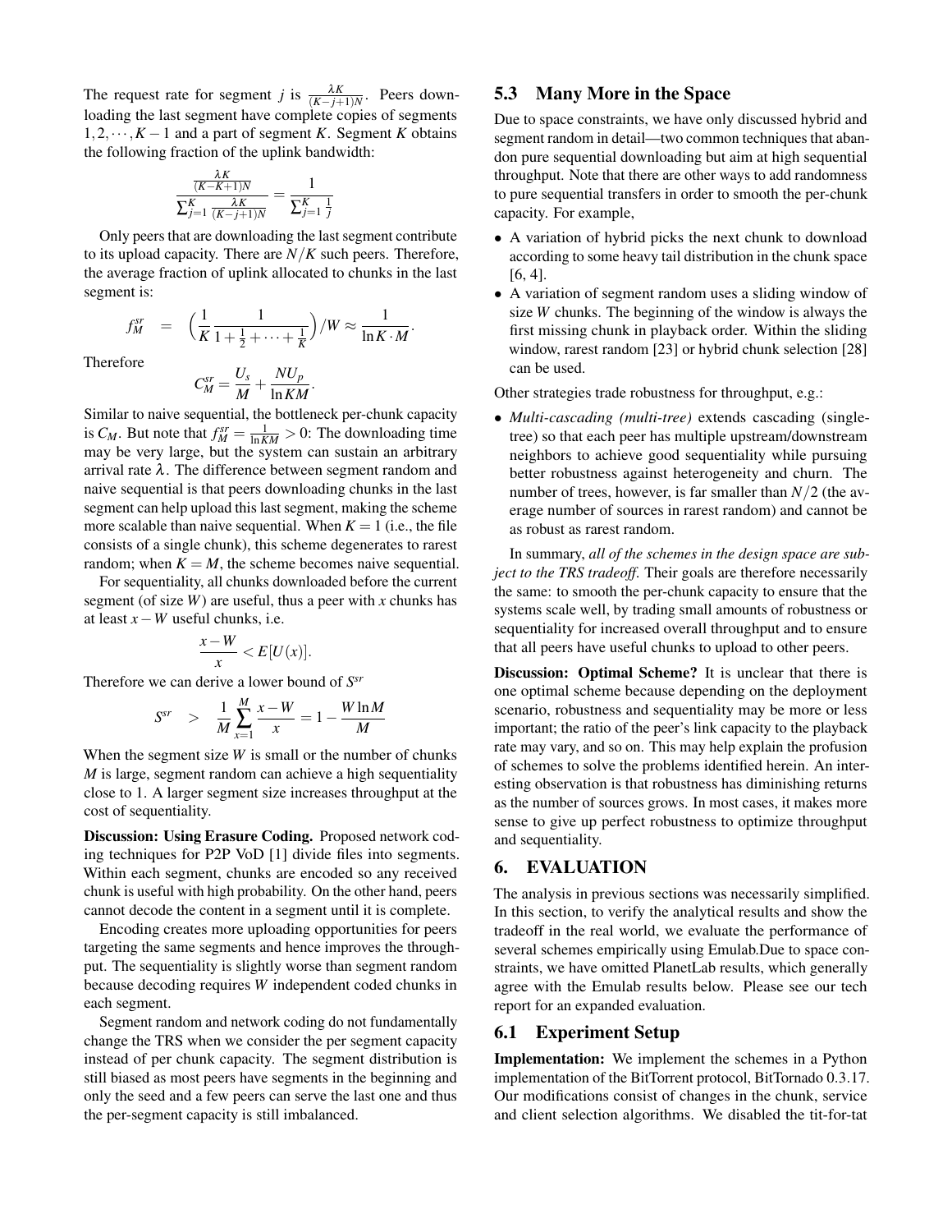The request rate for segment $j$ is $\frac{\lambda K}{(K-j+1)N}$. Peers downloading the last segment have complete copies of segments $1, 2, \cdots, K-1$ and a part of segment $K$. Segment $K$ obtains the following fraction of the uplink bandwidth:

$$\frac{\frac{\lambda K}{(K-K+1)N}}{\sum_{j=1}^{K} \frac{\lambda K}{(K-j+1)N}} = \frac{1}{\sum_{j=1}^{K} \frac{1}{j}}$$

Only peers that are downloading the last segment contribute to its upload capacity. There are $N/K$ such peers. Therefore, the average fraction of uplink allocated to chunks in the last segment is:

$$f_M^{sr} \quad = \quad \Big(\frac{1}{K} \frac{1}{1+\frac{1}{2}+\cdots+\frac{1}{K}}\Big)/W \approx \frac{1}{\ln K \cdot M}.$$

Therefore

$$C_M^{sr} = \frac{U_s}{M} + \frac{NU_p}{\ln KM}.$$

Similar to naive sequential, the bottleneck per-chunk capacity is $C_M$. But note that $f_M^{sr} = \frac{1}{\ln KM} > 0$: The downloading time may be very large, but the system can sustain an arbitrary arrival rate $\lambda$. The difference between segment random and naive sequential is that peers downloading chunks in the last segment can help upload this last segment, making the scheme more scalable than naive sequential. When $K = 1$ (i.e., the file consists of a single chunk), this scheme degenerates to rarest random; when $K = M$, the scheme becomes naive sequential.

For sequentiality, all chunks downloaded before the current segment (of size $W$) are useful, thus a peer with $x$ chunks has at least $x - W$ useful chunks, i.e.

$$\frac{x-W}{x} < E[U(x)].$$

Therefore we can derive a lower bound of $S^{sr}$

$$S^{sr} \quad > \quad \frac{1}{M}\sum_{x=1}^{M}\frac{x-W}{x} = 1 - \frac{W \ln M}{M}$$

When the segment size $W$ is small or the number of chunks $M$ is large, segment random can achieve a high sequentiality close to 1. A larger segment size increases throughput at the cost of sequentiality.

**Discussion: Using Erasure Coding.** Proposed network coding techniques for P2P VoD [1] divide files into segments. Within each segment, chunks are encoded so any received chunk is useful with high probability. On the other hand, peers cannot decode the content in a segment until it is complete.

Encoding creates more uploading opportunities for peers targeting the same segments and hence improves the throughput. The sequentiality is slightly worse than segment random because decoding requires $W$ independent coded chunks in each segment.

Segment random and network coding do not fundamentally change the TRS when we consider the per segment capacity instead of per chunk capacity. The segment distribution is still biased as most peers have segments in the beginning and only the seed and a few peers can serve the last one and thus the per-segment capacity is still imbalanced.

## 5.3 Many More in the Space

Due to space constraints, we have only discussed hybrid and segment random in detail—two common techniques that abandon pure sequential downloading but aim at high sequential throughput. Note that there are other ways to add randomness to pure sequential transfers in order to smooth the per-chunk capacity. For example,

- A variation of hybrid picks the next chunk to download according to some heavy tail distribution in the chunk space [6, 4].
- A variation of segment random uses a sliding window of size $W$ chunks. The beginning of the window is always the first missing chunk in playback order. Within the sliding window, rarest random [23] or hybrid chunk selection [28] can be used.

Other strategies trade robustness for throughput, e.g.:

- *Multi-cascading (multi-tree)* extends cascading (single-tree) so that each peer has multiple upstream/downstream neighbors to achieve good sequentiality while pursuing better robustness against heterogeneity and churn. The number of trees, however, is far smaller than $N/2$ (the average number of sources in rarest random) and cannot be as robust as rarest random.

In summary, *all of the schemes in the design space are subject to the TRS tradeoff*. Their goals are therefore necessarily the same: to smooth the per-chunk capacity to ensure that the systems scale well, by trading small amounts of robustness or sequentiality for increased overall throughput and to ensure that all peers have useful chunks to upload to other peers.

**Discussion: Optimal Scheme?** It is unclear that there is one optimal scheme because depending on the deployment scenario, robustness and sequentiality may be more or less important; the ratio of the peer's link capacity to the playback rate may vary, and so on. This may help explain the profusion of schemes to solve the problems identified herein. An interesting observation is that robustness has diminishing returns as the number of sources grows. In most cases, it makes more sense to give up perfect robustness to optimize throughput and sequentiality.

# 6. EVALUATION

The analysis in previous sections was necessarily simplified. In this section, to verify the analytical results and show the tradeoff in the real world, we evaluate the performance of several schemes empirically using Emulab.Due to space constraints, we have omitted PlanetLab results, which generally agree with the Emulab results below. Please see our tech report for an expanded evaluation.

## 6.1 Experiment Setup

**Implementation:** We implement the schemes in a Python implementation of the BitTorrent protocol, BitTornado 0.3.17. Our modifications consist of changes in the chunk, service and client selection algorithms. We disabled the tit-for-tat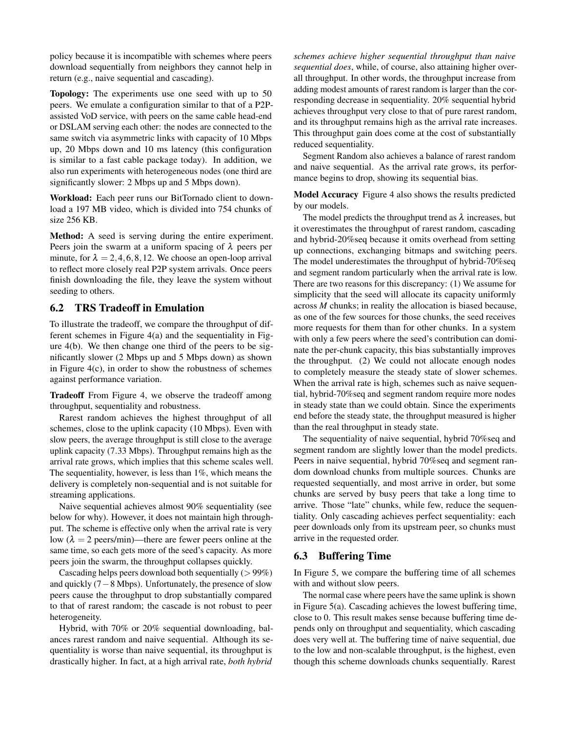policy because it is incompatible with schemes where peers download sequentially from neighbors they cannot help in return (e.g., naive sequential and cascading).

**Topology:** The experiments use one seed with up to 50 peers. We emulate a configuration similar to that of a P2P-assisted VoD service, with peers on the same cable head-end or DSLAM serving each other: the nodes are connected to the same switch via asymmetric links with capacity of 10 Mbps up, 20 Mbps down and 10 ms latency (this configuration is similar to a fast cable package today). In addition, we also run experiments with heterogeneous nodes (one third are significantly slower: 2 Mbps up and 5 Mbps down).

**Workload:** Each peer runs our BitTornado client to download a 197 MB video, which is divided into 754 chunks of size 256 KB.

**Method:** A seed is serving during the entire experiment. Peers join the swarm at a uniform spacing of $\lambda$ peers per minute, for $\lambda = 2, 4, 6, 8, 12$. We choose an open-loop arrival to reflect more closely real P2P system arrivals. Once peers finish downloading the file, they leave the system without seeding to others.

## 6.2 TRS Tradeoff in Emulation

To illustrate the tradeoff, we compare the throughput of different schemes in Figure 4(a) and the sequentiality in Figure 4(b). We then change one third of the peers to be significantly slower (2 Mbps up and 5 Mbps down) as shown in Figure 4(c), in order to show the robustness of schemes against performance variation.

**Tradeoff** From Figure 4, we observe the tradeoff among throughput, sequentiality and robustness.

Rarest random achieves the highest throughput of all schemes, close to the uplink capacity (10 Mbps). Even with slow peers, the average throughput is still close to the average uplink capacity (7.33 Mbps). Throughput remains high as the arrival rate grows, which implies that this scheme scales well. The sequentiality, however, is less than 1%, which means the delivery is completely non-sequential and is not suitable for streaming applications.

Naive sequential achieves almost 90% sequentiality (see below for why). However, it does not maintain high throughput. The scheme is effective only when the arrival rate is very low ($\lambda = 2$ peers/min)—there are fewer peers online at the same time, so each gets more of the seed's capacity. As more peers join the swarm, the throughput collapses quickly.

Cascading helps peers download both sequentially ($> 99\%$) and quickly ($7 - 8$ Mbps). Unfortunately, the presence of slow peers cause the throughput to drop substantially compared to that of rarest random; the cascade is not robust to peer heterogeneity.

Hybrid, with 70% or 20% sequential downloading, balances rarest random and naive sequential. Although its sequentiality is worse than naive sequential, its throughput is drastically higher. In fact, at a high arrival rate, *both hybrid schemes achieve higher sequential throughput than naive sequential does*, while, of course, also attaining higher overall throughput. In other words, the throughput increase from adding modest amounts of rarest random is larger than the corresponding decrease in sequentiality. 20% sequential hybrid achieves throughput very close to that of pure rarest random, and its throughput remains high as the arrival rate increases. This throughput gain does come at the cost of substantially reduced sequentiality.

Segment Random also achieves a balance of rarest random and naive sequential. As the arrival rate grows, its performance begins to drop, showing its sequential bias.

**Model Accuracy** Figure 4 also shows the results predicted by our models.

The model predicts the throughput trend as $\lambda$ increases, but it overestimates the throughput of rarest random, cascading and hybrid-20%seq because it omits overhead from setting up connections, exchanging bitmaps and switching peers. The model underestimates the throughput of hybrid-70%seq and segment random particularly when the arrival rate is low. There are two reasons for this discrepancy: (1) We assume for simplicity that the seed will allocate its capacity uniformly across $M$ chunks; in reality the allocation is biased because, as one of the few sources for those chunks, the seed receives more requests for them than for other chunks. In a system with only a few peers where the seed's contribution can dominate the per-chunk capacity, this bias substantially improves the throughput. (2) We could not allocate enough nodes to completely measure the steady state of slower schemes. When the arrival rate is high, schemes such as naive sequential, hybrid-70%seq and segment random require more nodes in steady state than we could obtain. Since the experiments end before the steady state, the throughput measured is higher than the real throughput in steady state.

The sequentiality of naive sequential, hybrid 70%seq and segment random are slightly lower than the model predicts. Peers in naive sequential, hybrid 70%seq and segment random download chunks from multiple sources. Chunks are requested sequentially, and most arrive in order, but some chunks are served by busy peers that take a long time to arrive. Those "late" chunks, while few, reduce the sequentiality. Only cascading achieves perfect sequentiality: each peer downloads only from its upstream peer, so chunks must arrive in the requested order.

## 6.3 Buffering Time

In Figure 5, we compare the buffering time of all schemes with and without slow peers.

The normal case where peers have the same uplink is shown in Figure 5(a). Cascading achieves the lowest buffering time, close to 0. This result makes sense because buffering time depends only on throughput and sequentiality, which cascading does very well at. The buffering time of naive sequential, due to the low and non-scalable throughput, is the highest, even though this scheme downloads chunks sequentially. Rarest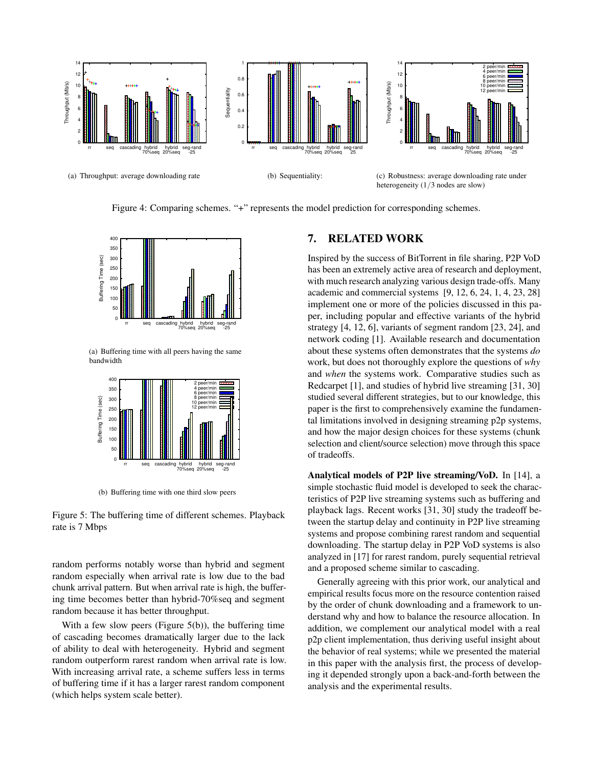(a) Throughput: average downloading rate

(b) Sequentiality:

(c) Robustness: average downloading rate under heterogeneity (1/3 nodes are slow)

Figure 4: Comparing schemes. "+" represents the model prediction for corresponding schemes.

(a) Buffering time with all peers having the same bandwidth

(b) Buffering time with one third slow peers

Figure 5: The buffering time of different schemes. Playback rate is 7 Mbps

random performs notably worse than hybrid and segment random especially when arrival rate is low due to the bad chunk arrival pattern. But when arrival rate is high, the buffering time becomes better than hybrid-70%seq and segment random because it has better throughput.

With a few slow peers (Figure 5(b)), the buffering time of cascading becomes dramatically larger due to the lack of ability to deal with heterogeneity. Hybrid and segment random outperform rarest random when arrival rate is low. With increasing arrival rate, a scheme suffers less in terms of buffering time if it has a larger rarest random component (which helps system scale better).

## 7. RELATED WORK

Inspired by the success of BitTorrent in file sharing, P2P VoD has been an extremely active area of research and deployment, with much research analyzing various design trade-offs. Many academic and commercial systems [9, 12, 6, 24, 1, 4, 23, 28] implement one or more of the policies discussed in this paper, including popular and effective variants of the hybrid strategy [4, 12, 6], variants of segment random [23, 24], and network coding [1]. Available research and documentation about these systems often demonstrates that the systems *do* work, but does not thoroughly explore the questions of *why* and *when* the systems work. Comparative studies such as Redcarpet [1], and studies of hybrid live streaming [31, 30] studied several different strategies, but to our knowledge, this paper is the first to comprehensively examine the fundamental limitations involved in designing streaming p2p systems, and how the major design choices for these systems (chunk selection and client/source selection) move through this space of tradeoffs.

**Analytical models of P2P live streaming/VoD.** In [14], a simple stochastic fluid model is developed to seek the characteristics of P2P live streaming systems such as buffering and playback lags. Recent works [31, 30] study the tradeoff between the startup delay and continuity in P2P live streaming systems and propose combining rarest random and sequential downloading. The startup delay in P2P VoD systems is also analyzed in [17] for rarest random, purely sequential retrieval and a proposed scheme similar to cascading.

Generally agreeing with this prior work, our analytical and empirical results focus more on the resource contention raised by the order of chunk downloading and a framework to understand why and how to balance the resource allocation. In addition, we complement our analytical model with a real p2p client implementation, thus deriving useful insight about the behavior of real systems; while we presented the material in this paper with the analysis first, the process of developing it depended strongly upon a back-and-forth between the analysis and the experimental results.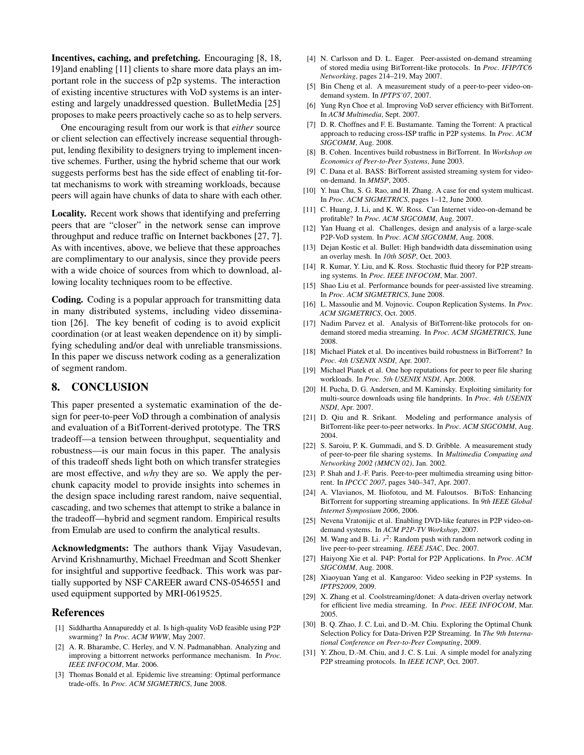**Incentives, caching, and prefetching.** Encouraging [8, 18, 19]and enabling [11] clients to share more data plays an important role in the success of p2p systems. The interaction of existing incentive structures with VoD systems is an interesting and largely unaddressed question. BulletMedia [25] proposes to make peers proactively cache so as to help servers.

One encouraging result from our work is that *either* source or client selection can effectively increase sequential throughput, lending flexibility to designers trying to implement incentive schemes. Further, using the hybrid scheme that our work suggests performs best has the side effect of enabling tit-for-tat mechanisms to work with streaming workloads, because peers will again have chunks of data to share with each other.

**Locality.** Recent work shows that identifying and preferring peers that are "closer" in the network sense can improve throughput and reduce traffic on Internet backbones [27, 7]. As with incentives, above, we believe that these approaches are complimentary to our analysis, since they provide peers with a wide choice of sources from which to download, allowing locality techniques room to be effective.

**Coding.** Coding is a popular approach for transmitting data in many distributed systems, including video dissemination [26]. The key benefit of coding is to avoid explicit coordination (or at least weaken dependence on it) by simplifying scheduling and/or deal with unreliable transmissions. In this paper we discuss network coding as a generalization of segment random.

## 8. CONCLUSION

This paper presented a systematic examination of the design for peer-to-peer VoD through a combination of analysis and evaluation of a BitTorrent-derived prototype. The TRS tradeoff—a tension between throughput, sequentiality and robustness—is our main focus in this paper. The analysis of this tradeoff sheds light both on which transfer strategies are most effective, and *why* they are so. We apply the per-chunk capacity model to provide insights into schemes in the design space including rarest random, naive sequential, cascading, and two schemes that attempt to strike a balance in the tradeoff—hybrid and segment random. Empirical results from Emulab are used to confirm the analytical results.

**Acknowledgments:** The authors thank Vijay Vasudevan, Arvind Krishnamurthy, Michael Freedman and Scott Shenker for insightful and supportive feedback. This work was partially supported by NSF CAREER award CNS-0546551 and used equipment supported by MRI-0619525.

## References

[1] Siddhartha Annapureddy et al. Is high-quality VoD feasible using P2P swarming? In *Proc. ACM WWW*, May 2007.

[2] A. R. Bharambe, C. Herley, and V. N. Padmanabhan. Analyzing and improving a bittorrent networks performance mechanism. In *Proc. IEEE INFOCOM*, Mar. 2006.

[3] Thomas Bonald et al. Epidemic live streaming: Optimal performance trade-offs. In *Proc. ACM SIGMETRICS*, June 2008.

[4] N. Carlsson and D. L. Eager. Peer-assisted on-demand streaming of stored media using BitTorrent-like protocols. In *Proc. IFIP/TC6 Networking*, pages 214–219, May 2007.

[5] Bin Cheng et al. A measurement study of a peer-to-peer video-on-demand system. In *IPTPS'07*, 2007.

[6] Yung Ryn Choe et al. Improving VoD server efficiency with BitTorrent. In *ACM Multimedia*, Sept. 2007.

[7] D. R. Choffnes and F. E. Bustamante. Taming the Torrent: A practical approach to reducing cross-ISP traffic in P2P systems. In *Proc. ACM SIGCOMM*, Aug. 2008.

[8] B. Cohen. Incentives build robustness in BitTorrent. In *Workshop on Economics of Peer-to-Peer Systems*, June 2003.

[9] C. Dana et al. BASS: BitTorrent assisted streaming system for video-on-demand. In *MMSP*, 2005.

[10] Y. hua Chu, S. G. Rao, and H. Zhang. A case for end system multicast. In *Proc. ACM SIGMETRICS*, pages 1–12, June 2000.

[11] C. Huang, J. Li, and K. W. Ross. Can Internet video-on-demand be profitable? In *Proc. ACM SIGCOMM*, Aug. 2007.

[12] Yan Huang et al. Challenges, design and analysis of a large-scale P2P-VoD system. In *Proc. ACM SIGCOMM*, Aug. 2008.

[13] Dejan Kostic et al. Bullet: High bandwidth data dissemination using an overlay mesh. In *10th SOSP*, Oct. 2003.

[14] R. Kumar, Y. Liu, and K. Ross. Stochastic fluid theory for P2P streaming systems. In *Proc. IEEE INFOCOM*, Mar. 2007.

[15] Shao Liu et al. Performance bounds for peer-assisted live streaming. In *Proc. ACM SIGMETRICS*, June 2008.

[16] L. Massoulie and M. Vojnovic. Coupon Replication Systems. In *Proc. ACM SIGMETRICS*, Oct. 2005.

[17] Nadim Parvez et al. Analysis of BitTorrent-like protocols for on-demand stored media streaming. In *Proc. ACM SIGMETRICS*, June 2008.

[18] Michael Piatek et al. Do incentives build robustness in BitTorrent? In *Proc. 4th USENIX NSDI*, Apr. 2007.

[19] Michael Piatek et al. One hop reputations for peer to peer file sharing workloads. In *Proc. 5th USENIX NSDI*, Apr. 2008.

[20] H. Pucha, D. G. Andersen, and M. Kaminsky. Exploiting similarity for multi-source downloads using file handprints. In *Proc. 4th USENIX NSDI*, Apr. 2007.

[21] D. Qiu and R. Srikant. Modeling and performance analysis of BitTorrent-like peer-to-peer networks. In *Proc. ACM SIGCOMM*, Aug. 2004.

[22] S. Saroiu, P. K. Gummadi, and S. D. Gribble. A measurement study of peer-to-peer file sharing systems. In *Multimedia Computing and Networking 2002 (MMCN 02)*, Jan. 2002.

[23] P. Shah and J.-F. Paris. Peer-to-peer multimedia streaming using bittorrent. In *IPCCC 2007*, pages 340–347, Apr. 2007.

[24] A. Vlavianos, M. Iliofotou, and M. Faloutsos. BiToS: Enhancing BitTorrent for supporting streaming applications. In *9th IEEE Global Internet Symposium 2006*, 2006.

[25] Nevena Vratonijic et al. Enabling DVD-like features in P2P video-on-demand systems. In *ACM P2P-TV Workshop*, 2007.

[26] M. Wang and B. Li. $r^2$: Random push with random network coding in live peer-to-peer streaming. *IEEE JSAC*, Dec. 2007.

[27] Haiyong Xie et al. P4P: Portal for P2P Applications. In *Proc. ACM SIGCOMM*, Aug. 2008.

[28] Xiaoyuan Yang et al. Kangaroo: Video seeking in P2P systems. In *IPTPS2009*, 2009.

[29] X. Zhang et al. Coolstreaming/donet: A data-driven overlay network for efficient live media streaming. In *Proc. IEEE INFOCOM*, Mar. 2005.

[30] B. Q. Zhao, J. C. Lui, and D.-M. Chiu. Exploring the Optimal Chunk Selection Policy for Data-Driven P2P Streaming. In *The 9th International Conference on Peer-to-Peer Computing*, 2009.

[31] Y. Zhou, D.-M. Chiu, and J. C. S. Lui. A simple model for analyzing P2P streaming protocols. In *IEEE ICNP*, Oct. 2007.